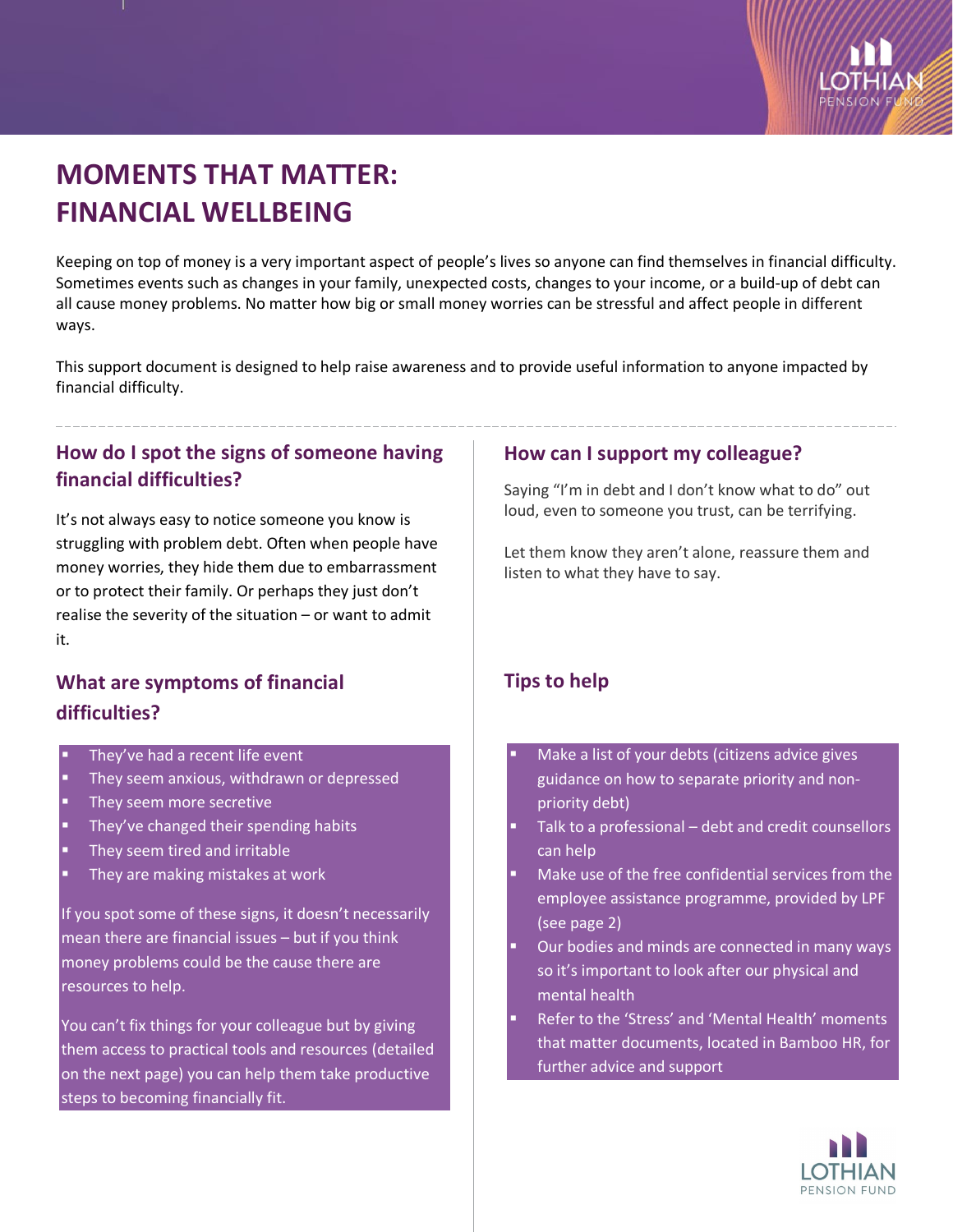# MOMENTS THAT MATTER: FINANCIAL WELLBEING

Keeping on top of money is a very important aspect of people's lives so anyone can find themselves in financial difficulty. Sometimes events such as changes in your family, unexpected costs, changes to your income, or a build-up of debt can all cause money problems. No matter how big or small money worries can be stressful and affect people in different ways.

This support document is designed to help raise awareness and to provide useful information to anyone impacted by financial difficulty.

## How do I spot the signs of someone having financial difficulties?

It's not always easy to notice someone you know is struggling with problem debt. Often when people have money worries, they hide them due to embarrassment or to protect their family. Or perhaps they just don't realise the severity of the situation – or want to admit it.

## What are symptoms of financial difficulties?

- They've had a recent life event
- They seem anxious, withdrawn or depressed
- They seem more secretive
- They've changed their spending habits
- They seem tired and irritable
- They are making mistakes at work

If you spot some of these signs, it doesn't necessarily mean there are financial issues – but if you think money problems could be the cause there are resources to help.

You can't fix things for your colleague but by giving them access to practical tools and resources (detailed on the next page) you can help them take productive steps to becoming financially fit.

## How can I support my colleague?

Saying "I'm in debt and I don't know what to do" out loud, even to someone you trust, can be terrifying.

Let them know they aren't alone, reassure them and listen to what they have to say.

## Tips to help

- Make a list of your debts (citizens advice gives guidance on how to separate priority and non-priority debt)
- Talk to a professional – debt and credit counsellors can help
- Make use of the free confidential services from the employee assistance programme, provided by LPF (see page 2)
- Our bodies and minds are connected in many ways so it's important to look after our physical and mental health
- Refer to the 'Stress' and 'Mental Health' moments that matter documents, located in Bamboo HR, for further advice and support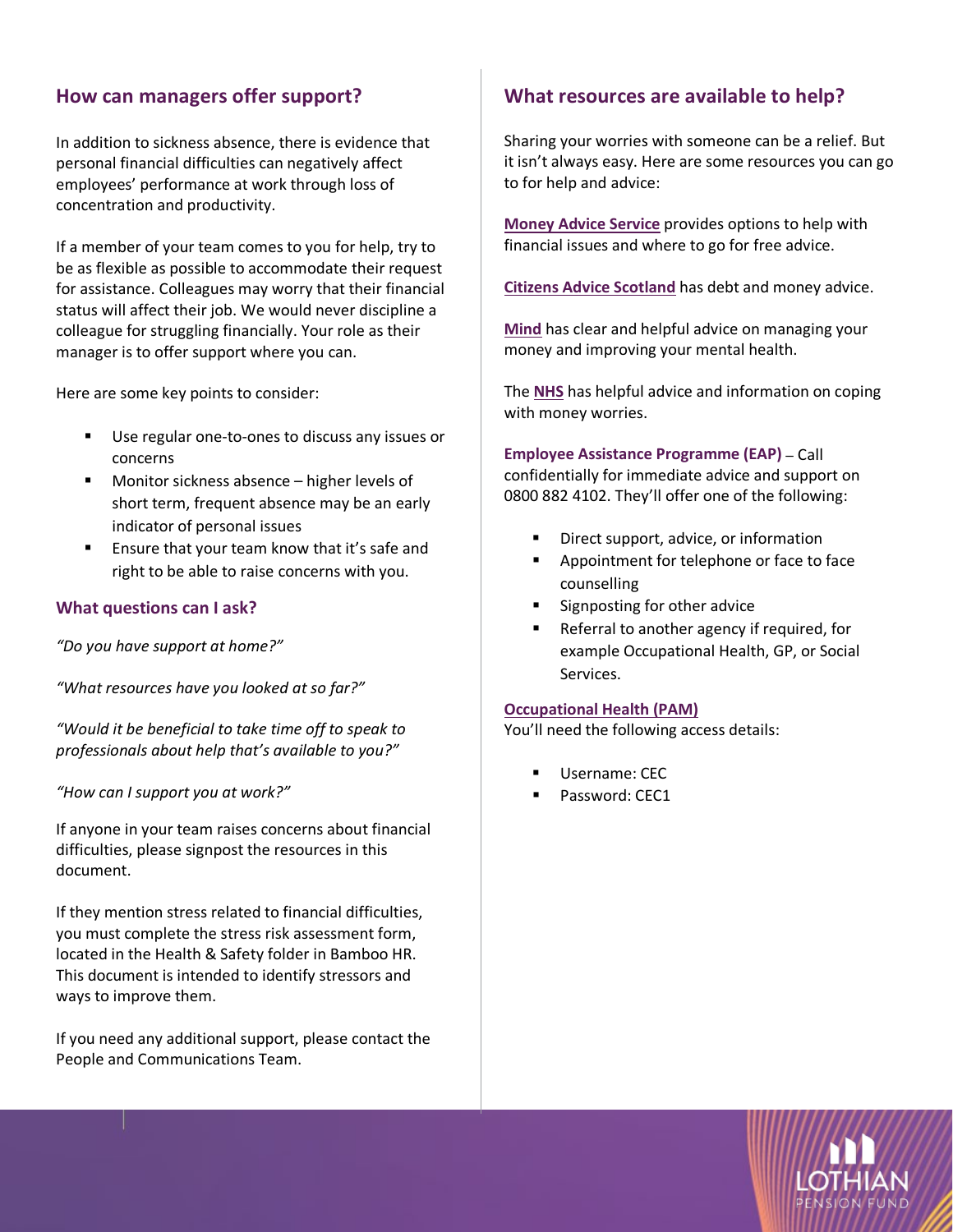## How can managers offer support?

In addition to sickness absence, there is evidence that personal financial difficulties can negatively affect employees' performance at work through loss of concentration and productivity.

If a member of your team comes to you for help, try to be as flexible as possible to accommodate their request for assistance. Colleagues may worry that their financial status will affect their job. We would never discipline a colleague for struggling financially. Your role as their manager is to offer support where you can.

Here are some key points to consider:

- Use regular one-to-ones to discuss any issues or concerns
- Monitor sickness absence – higher levels of short term, frequent absence may be an early indicator of personal issues
- Ensure that your team know that it's safe and right to be able to raise concerns with you.

### What questions can I ask?

*"Do you have support at home?"*

*"What resources have you looked at so far?"*

*"Would it be beneficial to take time off to speak to professionals about help that's available to you?"*

*"How can I support you at work?"*

If anyone in your team raises concerns about financial difficulties, please signpost the resources in this document.

If they mention stress related to financial difficulties, you must complete the stress risk assessment form, located in the Health & Safety folder in Bamboo HR. This document is intended to identify stressors and ways to improve them.

If you need any additional support, please contact the People and Communications Team.

## What resources are available to help?

Sharing your worries with someone can be a relief. But it isn't always easy. Here are some resources you can go to for help and advice:

**Money Advice Service** provides options to help with financial issues and where to go for free advice.

**Citizens Advice Scotland** has debt and money advice.

**Mind** has clear and helpful advice on managing your money and improving your mental health.

The **NHS** has helpful advice and information on coping with money worries.

**Employee Assistance Programme (EAP)** – Call confidentially for immediate advice and support on 0800 882 4102. They'll offer one of the following:

- Direct support, advice, or information
- Appointment for telephone or face to face counselling
- Signposting for other advice
- Referral to another agency if required, for example Occupational Health, GP, or Social Services.

**Occupational Health (PAM)**

You'll need the following access details:

- Username: CEC
- Password: CEC1